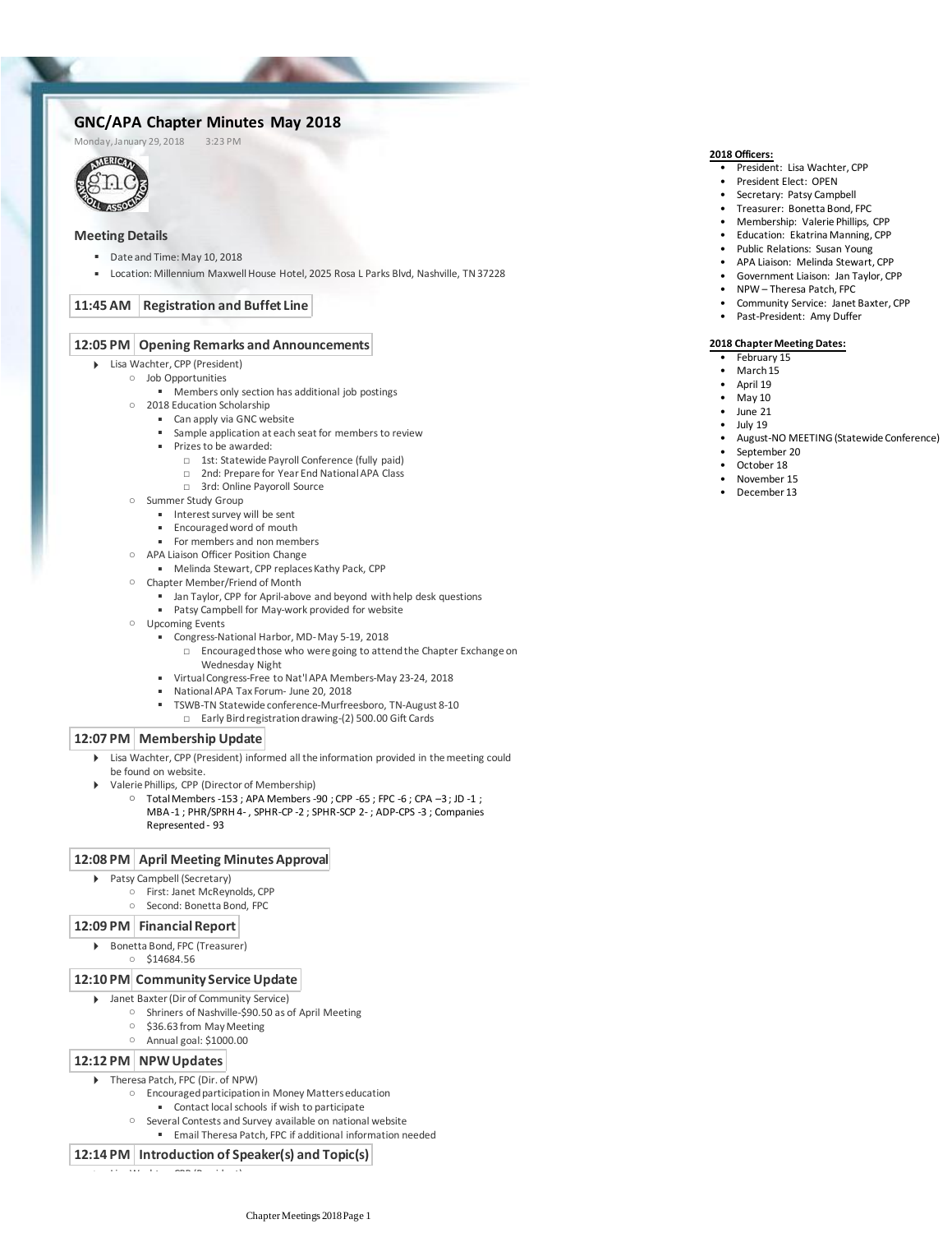# GNC/APA Chapter Minutes May 2018

Monday, January 29, 2018 3:23 PM

## Meeting Details

- Date and Time: May 10, 2018
- Location: Millennium Maxwell House Hotel, 2025 Rosa L Parks Blvd, Nashville, TN 37228

### 11:45 AM Registration and Buffet Line

### 12:05 PM Opening Remarks and Announcements

- Lisa Wachter, CPP (President)
  - Job Opportunities
    - Members only section has additional job postings
  - 2018 Education Scholarship
    - Can apply via GNC website
    - Sample application at each seat for members to review
    - Prizes to be awarded:
      - 1st: Statewide Payroll Conference (fully paid)
      - 2nd: Prepare for Year End National APA Class
      - 3rd: Online Payoroll Source
  - Summer Study Group
    - Interest survey will be sent
    - Encouraged word of mouth
    - For members and non members
  - APA Liaison Officer Position Change
    - Melinda Stewart, CPP replaces Kathy Pack, CPP
  - Chapter Member/Friend of Month
    - Jan Taylor, CPP for April-above and beyond with help desk questions
    - Patsy Campbell for May-work provided for website
  - Upcoming Events
    - Congress-National Harbor, MD- May 5-19, 2018
      - Encouraged those who were going to attend the Chapter Exchange on Wednesday Night
    - Virtual Congress-Free to Nat'l APA Members-May 23-24, 2018
    - National APA Tax Forum- June 20, 2018
    - TSWB-TN Statewide conference-Murfreesboro, TN-August 8-10
      - Early Bird registration drawing-(2) 500.00 Gift Cards

### 12:07 PM Membership Update

- Lisa Wachter, CPP (President) informed all the information provided in the meeting could be found on website.
- Valerie Phillips, CPP (Director of Membership)
  - Total Members -153 ; APA Members -90 ; CPP -65 ; FPC -6 ; CPA –3 ; JD -1 ; MBA -1 ; PHR/SPRH 4- , SPHR-CP -2 ; SPHR-SCP 2- ; ADP-CPS -3 ; Companies Represented - 93

### 12:08 PM April Meeting Minutes Approval

- Patsy Campbell (Secretary)
  - First: Janet McReynolds, CPP
  - Second: Bonetta Bond, FPC

### 12:09 PM Financial Report

- Bonetta Bond, FPC (Treasurer)
  - $14684.56

### 12:10 PM Community Service Update

- Janet Baxter (Dir of Community Service)
  - Shriners of Nashville-$90.50 as of April Meeting
  - $36.63 from May Meeting
  - Annual goal: $1000.00

### 12:12 PM NPW Updates

- Theresa Patch, FPC (Dir. of NPW)
  - Encouraged participation in Money Matters education
    - Contact local schools if wish to participate
  - Several Contests and Survey available on national website
    - Email Theresa Patch, FPC if additional information needed

### 12:14 PM Introduction of Speaker(s) and Topic(s)

**2018 Officers:**

- President: Lisa Wachter, CPP
- President Elect: OPEN
- Secretary: Patsy Campbell
- Treasurer: Bonetta Bond, FPC
- Membership: Valerie Phillips, CPP
- Education: Ekatrina Manning, CPP
- Public Relations: Susan Young
- APA Liaison: Melinda Stewart, CPP
- Government Liaison: Jan Taylor, CPP
- NPW – Theresa Patch, FPC
- Community Service: Janet Baxter, CPP
- Past-President: Amy Duffer

**2018 Chapter Meeting Dates:**

- February 15
- March 15
- April 19
- May 10
- June 21
- July 19
- August-NO MEETING (Statewide Conference)
- September 20
- October 18
- November 15
- December 13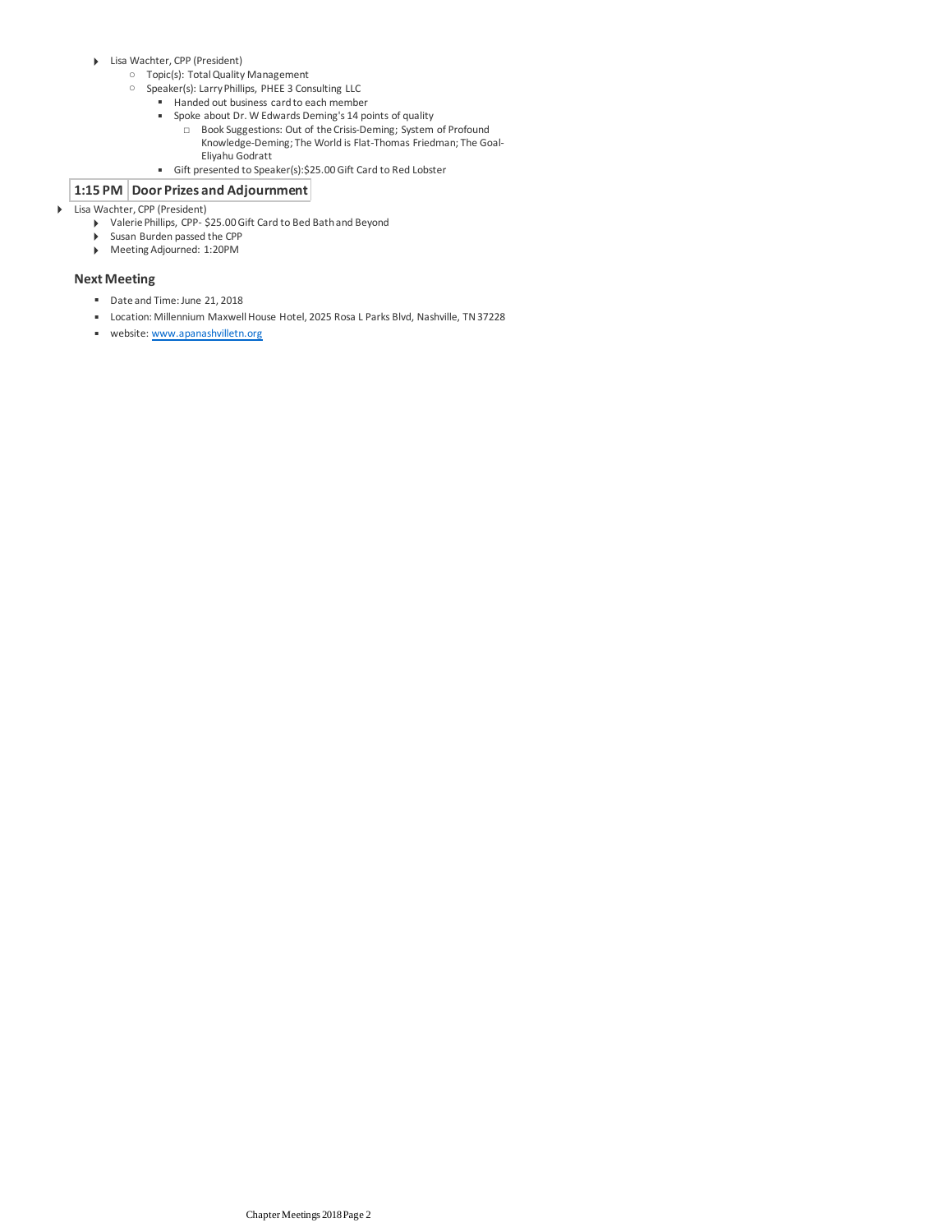- Lisa Wachter, CPP (President)
  - Topic(s): Total Quality Management
  - Speaker(s): Larry Phillips, PHEE 3 Consulting LLC
    - Handed out business card to each member
    - Spoke about Dr. W Edwards Deming's 14 points of quality
      - Book Suggestions: Out of the Crisis-Deming; System of Profound Knowledge-Deming; The World is Flat-Thomas Friedman; The Goal-Eliyahu Godratt
    - Gift presented to Speaker(s):$25.00 Gift Card to Red Lobster

| 1:15 PM | Door Prizes and Adjournment |
| --- | --- |

- Lisa Wachter, CPP (President)
  - Valerie Phillips, CPP- $25.00 Gift Card to Bed Bath and Beyond
  - Susan Burden passed the CPP
  - Meeting Adjourned: 1:20PM

### Next Meeting

- Date and Time: June 21, 2018
- Location: Millennium Maxwell House Hotel, 2025 Rosa L Parks Blvd, Nashville, TN 37228
- website: [www.apanashvilletn.org](http://www.apanashvilletn.org)